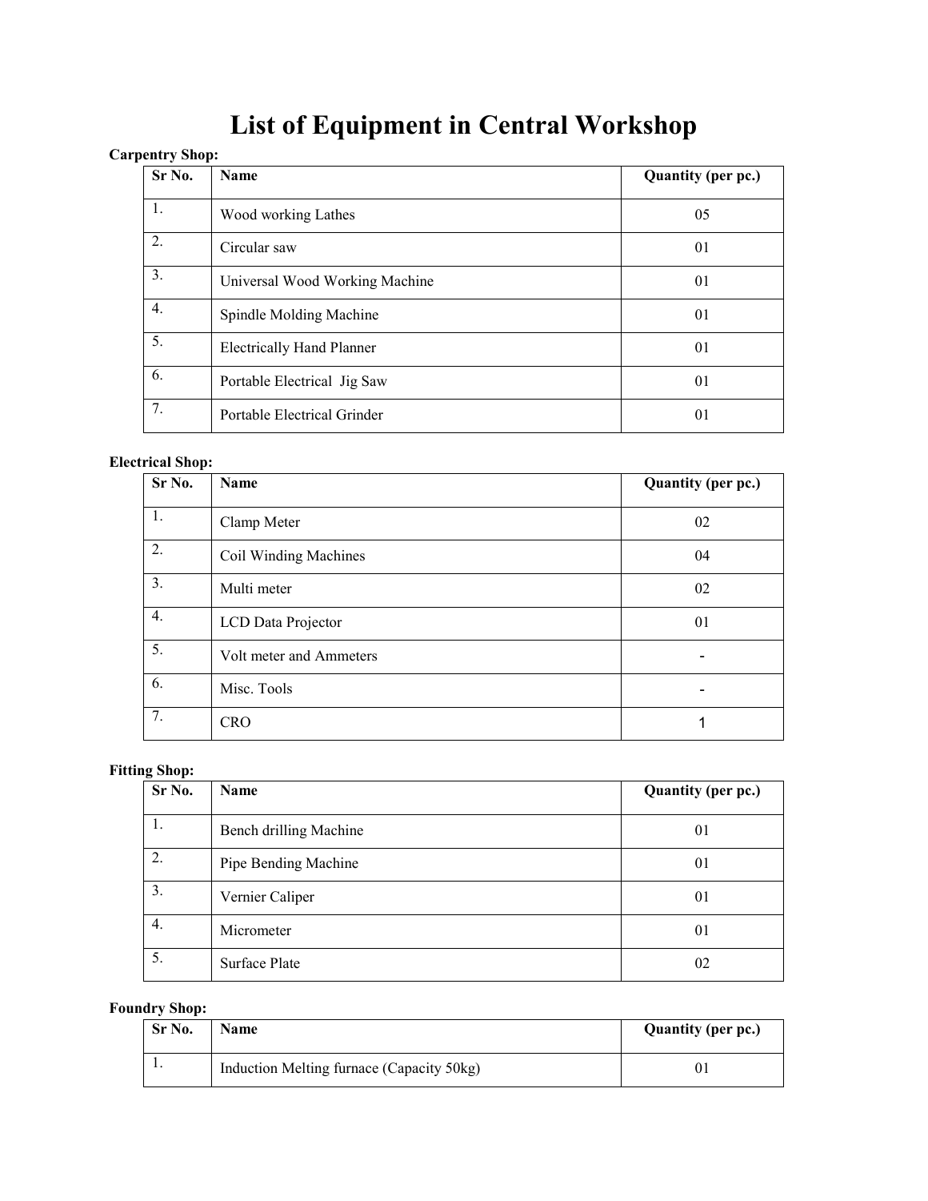# List of Equipment in Central Workshop

**Carpentry Shop:**

| Sr No. | Name | Quantity (per pc.) |
|---|---|---|
| 1. | Wood working Lathes | 05 |
| 2. | Circular saw | 01 |
| 3. | Universal Wood Working Machine | 01 |
| 4. | Spindle Molding Machine | 01 |
| 5. | Electrically Hand Planner | 01 |
| 6. | Portable Electrical Jig Saw | 01 |
| 7. | Portable Electrical Grinder | 01 |

**Electrical Shop:**

| Sr No. | Name | Quantity (per pc.) |
|---|---|---|
| 1. | Clamp Meter | 02 |
| 2. | Coil Winding Machines | 04 |
| 3. | Multi meter | 02 |
| 4. | LCD Data Projector | 01 |
| 5. | Volt meter and Ammeters | - |
| 6. | Misc. Tools | - |
| 7. | CRO | 1 |

**Fitting Shop:**

| Sr No. | Name | Quantity (per pc.) |
|---|---|---|
| 1. | Bench drilling Machine | 01 |
| 2. | Pipe Bending Machine | 01 |
| 3. | Vernier Caliper | 01 |
| 4. | Micrometer | 01 |
| 5. | Surface Plate | 02 |

**Foundry Shop:**

| Sr No. | Name | Quantity (per pc.) |
|---|---|---|
| 1. | Induction Melting furnace (Capacity 50kg) | 01 |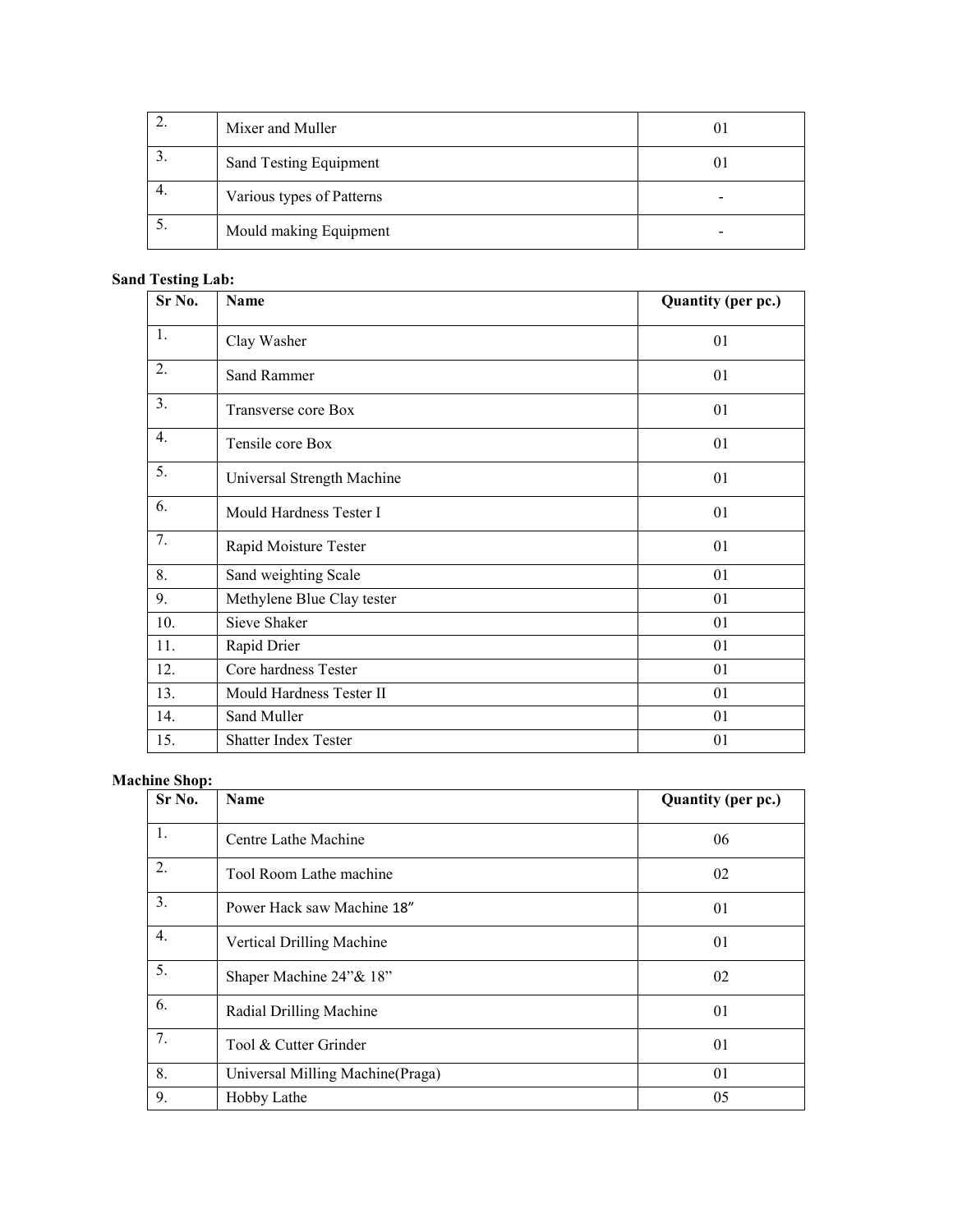| | | |
|---|---|---|
| 2. | Mixer and Muller | 01 |
| 3. | Sand Testing Equipment | 01 |
| 4. | Various types of Patterns | - |
| 5. | Mould making Equipment | - |

**Sand Testing Lab:**

| Sr No. | Name | Quantity (per pc.) |
|---|---|---|
| 1. | Clay Washer | 01 |
| 2. | Sand Rammer | 01 |
| 3. | Transverse core Box | 01 |
| 4. | Tensile core Box | 01 |
| 5. | Universal Strength Machine | 01 |
| 6. | Mould Hardness Tester I | 01 |
| 7. | Rapid Moisture Tester | 01 |
| 8. | Sand weighting Scale | 01 |
| 9. | Methylene Blue Clay tester | 01 |
| 10. | Sieve Shaker | 01 |
| 11. | Rapid Drier | 01 |
| 12. | Core hardness Tester | 01 |
| 13. | Mould Hardness Tester II | 01 |
| 14. | Sand Muller | 01 |
| 15. | Shatter Index Tester | 01 |

**Machine Shop:**

| Sr No. | Name | Quantity (per pc.) |
|---|---|---|
| 1. | Centre Lathe Machine | 06 |
| 2. | Tool Room Lathe machine | 02 |
| 3. | Power Hack saw Machine 18″ | 01 |
| 4. | Vertical Drilling Machine | 01 |
| 5. | Shaper Machine 24"& 18" | 02 |
| 6. | Radial Drilling Machine | 01 |
| 7. | Tool & Cutter Grinder | 01 |
| 8. | Universal Milling Machine(Praga) | 01 |
| 9. | Hobby Lathe | 05 |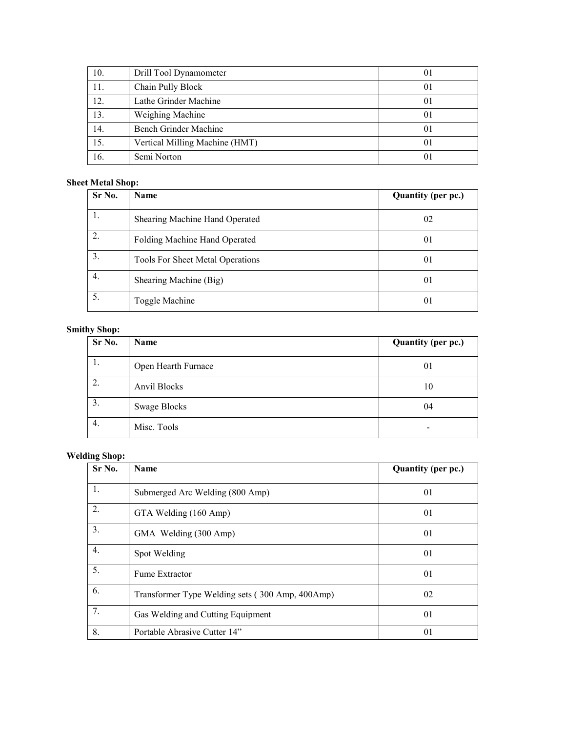| | | |
|---|---|---|
| 10. | Drill Tool Dynamometer | 01 |
| 11. | Chain Pully Block | 01 |
| 12. | Lathe Grinder Machine | 01 |
| 13. | Weighing Machine | 01 |
| 14. | Bench Grinder Machine | 01 |
| 15. | Vertical Milling Machine (HMT) | 01 |
| 16. | Semi Norton | 01 |

**Sheet Metal Shop:**

| Sr No. | Name | Quantity (per pc.) |
|---|---|---|
| 1. | Shearing Machine Hand Operated | 02 |
| 2. | Folding Machine Hand Operated | 01 |
| 3. | Tools For Sheet Metal Operations | 01 |
| 4. | Shearing Machine (Big) | 01 |
| 5. | Toggle Machine | 01 |

**Smithy Shop:**

| Sr No. | Name | Quantity (per pc.) |
|---|---|---|
| 1. | Open Hearth Furnace | 01 |
| 2. | Anvil Blocks | 10 |
| 3. | Swage Blocks | 04 |
| 4. | Misc. Tools | - |

**Welding Shop:**

| Sr No. | Name | Quantity (per pc.) |
|---|---|---|
| 1. | Submerged Arc Welding (800 Amp) | 01 |
| 2. | GTA Welding (160 Amp) | 01 |
| 3. | GMA Welding (300 Amp) | 01 |
| 4. | Spot Welding | 01 |
| 5. | Fume Extractor | 01 |
| 6. | Transformer Type Welding sets ( 300 Amp, 400Amp) | 02 |
| 7. | Gas Welding and Cutting Equipment | 01 |
| 8. | Portable Abrasive Cutter 14" | 01 |